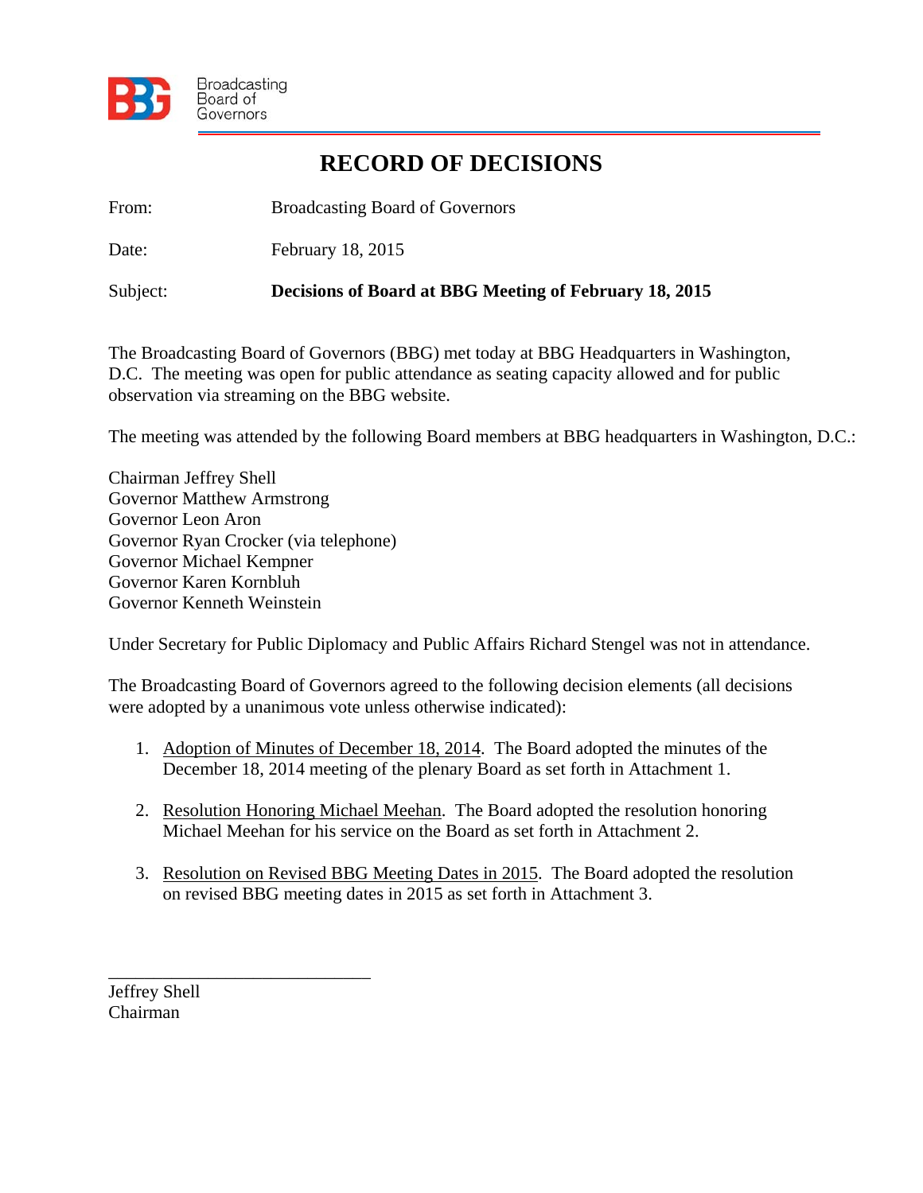Broadcasting Board of Governors

# RECORD OF DECISIONS

From: Broadcasting Board of Governors

Date: February 18, 2015

Subject: **Decisions of Board at BBG Meeting of February 18, 2015**

The Broadcasting Board of Governors (BBG) met today at BBG Headquarters in Washington, D.C. The meeting was open for public attendance as seating capacity allowed and for public observation via streaming on the BBG website.

The meeting was attended by the following Board members at BBG headquarters in Washington, D.C.:

Chairman Jeffrey Shell
Governor Matthew Armstrong
Governor Leon Aron
Governor Ryan Crocker (via telephone)
Governor Michael Kempner
Governor Karen Kornbluh
Governor Kenneth Weinstein

Under Secretary for Public Diplomacy and Public Affairs Richard Stengel was not in attendance.

The Broadcasting Board of Governors agreed to the following decision elements (all decisions were adopted by a unanimous vote unless otherwise indicated):

1. Adoption of Minutes of December 18, 2014. The Board adopted the minutes of the December 18, 2014 meeting of the plenary Board as set forth in Attachment 1.

2. Resolution Honoring Michael Meehan. The Board adopted the resolution honoring Michael Meehan for his service on the Board as set forth in Attachment 2.

3. Resolution on Revised BBG Meeting Dates in 2015. The Board adopted the resolution on revised BBG meeting dates in 2015 as set forth in Attachment 3.

_____________________________
Jeffrey Shell
Chairman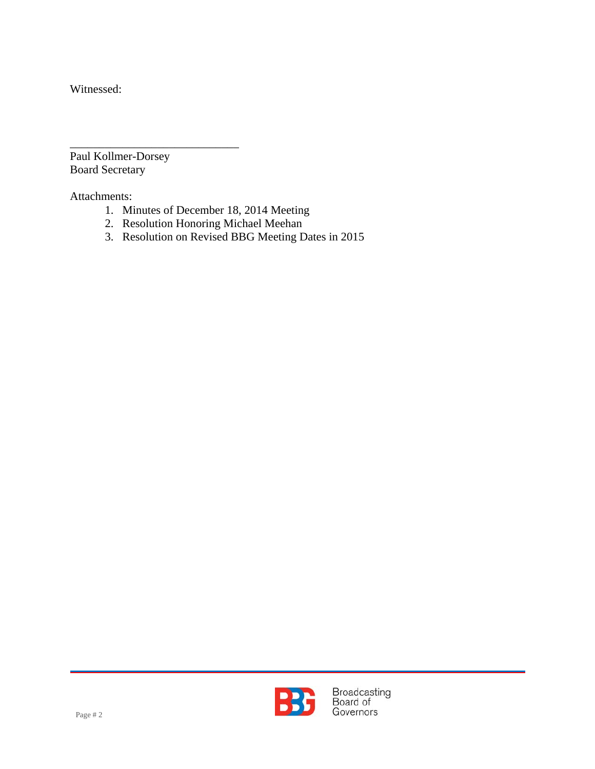Witnessed:

\_\_\_\_\_\_\_\_\_\_\_\_\_\_\_\_\_\_\_\_\_\_\_\_\_\_\_\_\_\_

Paul Kollmer-Dorsey
Board Secretary

Attachments:

1. Minutes of December 18, 2014 Meeting
2. Resolution Honoring Michael Meehan
3. Resolution on Revised BBG Meeting Dates in 2015